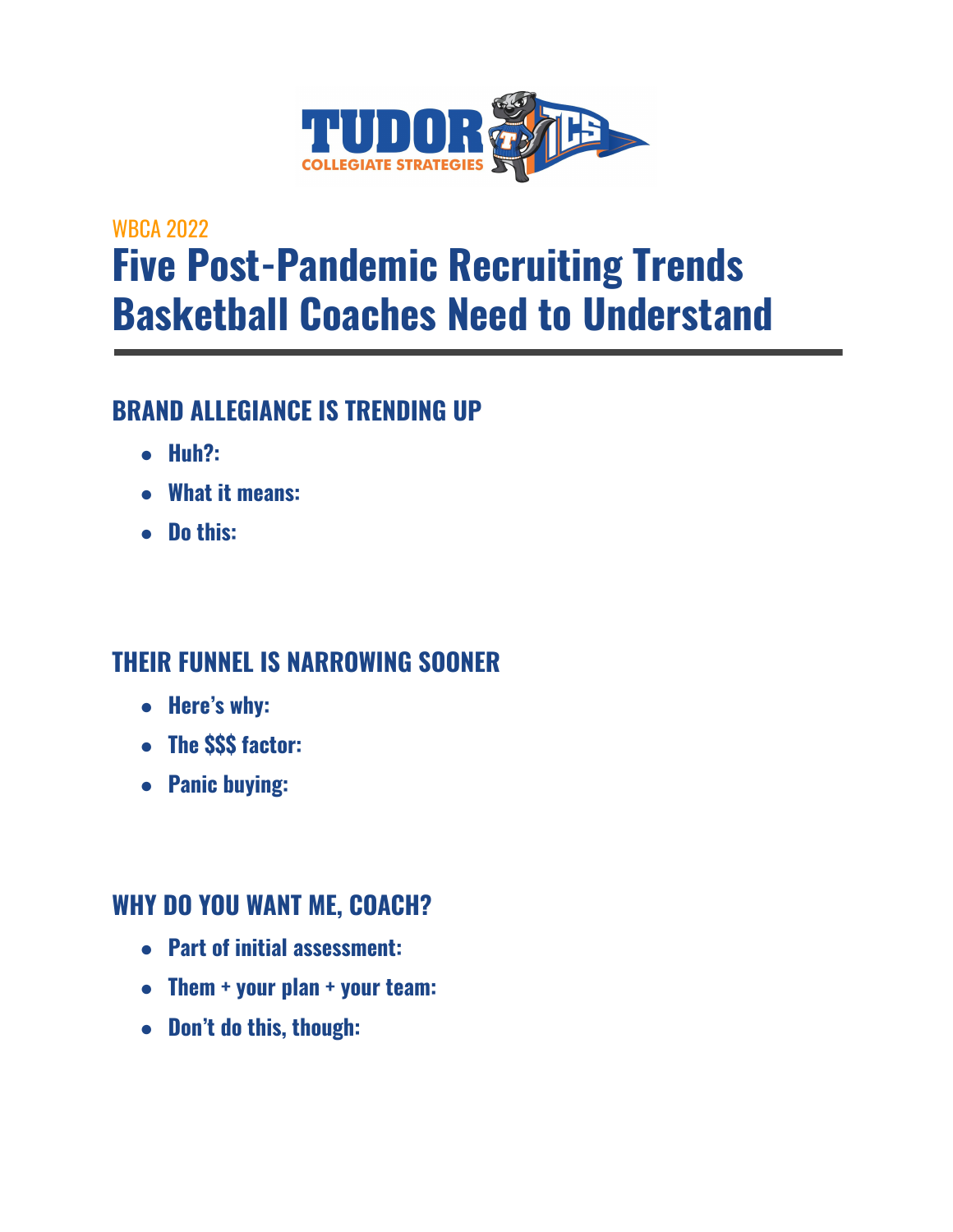WBCA 2022

# Five Post-Pandemic Recruiting Trends Basketball Coaches Need to Understand

## BRAND ALLEGIANCE IS TRENDING UP

- **Huh?:**
- **What it means:**
- **Do this:**

## THEIR FUNNEL IS NARROWING SOONER

- **Here's why:**
- **The $$$ factor:**
- **Panic buying:**

## WHY DO YOU WANT ME, COACH?

- **Part of initial assessment:**
- **Them + your plan + your team:**
- **Don't do this, though:**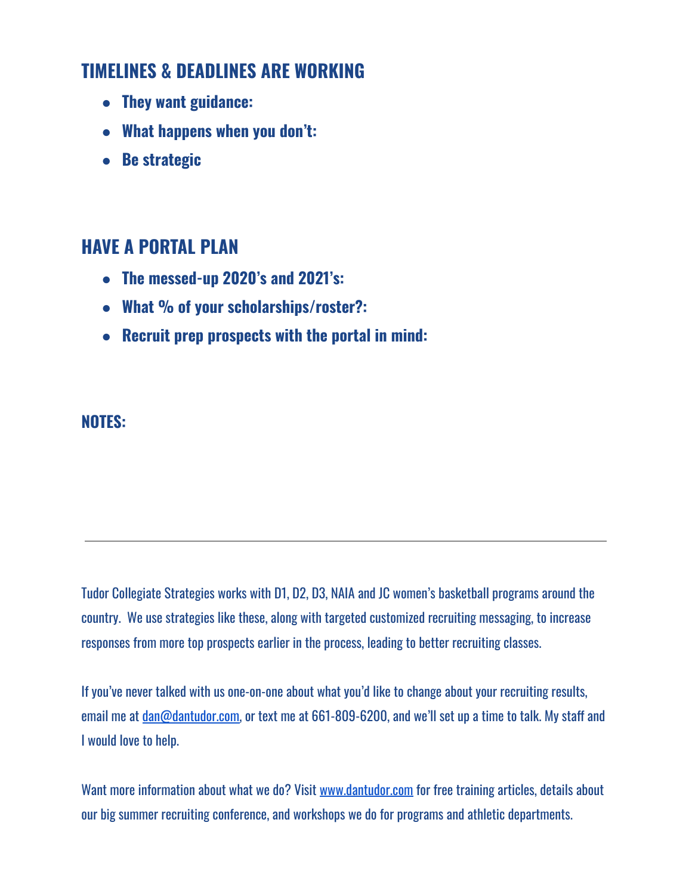## TIMELINES & DEADLINES ARE WORKING

- **They want guidance:**
- **What happens when you don't:**
- **Be strategic**

## HAVE A PORTAL PLAN

- **The messed-up 2020's and 2021's:**
- **What % of your scholarships/roster?:**
- **Recruit prep prospects with the portal in mind:**

## NOTES:

---

Tudor Collegiate Strategies works with D1, D2, D3, NAIA and JC women's basketball programs around the country. We use strategies like these, along with targeted customized recruiting messaging, to increase responses from more top prospects earlier in the process, leading to better recruiting classes.

If you've never talked with us one-on-one about what you'd like to change about your recruiting results, email me at dan@dantudor.com, or text me at 661-809-6200, and we'll set up a time to talk. My staff and I would love to help.

Want more information about what we do? Visit www.dantudor.com for free training articles, details about our big summer recruiting conference, and workshops we do for programs and athletic departments.